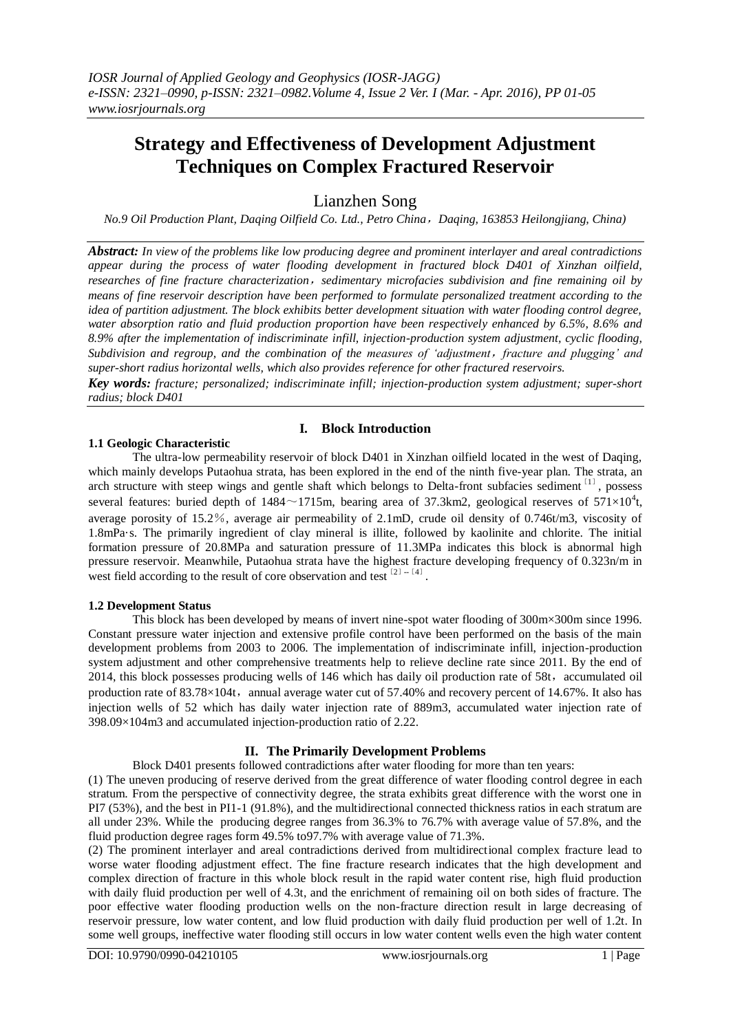# Strategy and Effectiveness of Development Adjustment Techniques on Complex Fractured Reservoir

Lianzhen Song

*No.9 Oil Production Plant, Daqing Oilfield Co. Ltd., Petro China，Daqing, 163853 Heilongjiang, China)*

***Abstract:*** *In view of the problems like low producing degree and prominent interlayer and areal contradictions appear during the process of water flooding development in fractured block D401 of Xinzhan oilfield, researches of fine fracture characterization，sedimentary microfacies subdivision and fine remaining oil by means of fine reservoir description have been performed to formulate personalized treatment according to the idea of partition adjustment. The block exhibits better development situation with water flooding control degree, water absorption ratio and fluid production proportion have been respectively enhanced by 6.5%, 8.6% and 8.9% after the implementation of indiscriminate infill, injection-production system adjustment, cyclic flooding, Subdivision and regroup, and the combination of the measures of 'adjustment，fracture and plugging' and super-short radius horizontal wells, which also provides reference for other fractured reservoirs.*

***Key words:*** *fracture; personalized; indiscriminate infill; injection-production system adjustment; super-short radius; block D401*

## I. Block Introduction

### 1.1 Geologic Characteristic

The ultra-low permeability reservoir of block D401 in Xinzhan oilfield located in the west of Daqing, which mainly develops Putaohua strata, has been explored in the end of the ninth five-year plan. The strata, an arch structure with steep wings and gentle shaft which belongs to Delta-front subfacies sediment [1], possess several features: buried depth of 1484～1715m, bearing area of 37.3km2, geological reserves of $571\times10^4$t, average porosity of 15.2％, average air permeability of 2.1mD, crude oil density of 0.746t/m3, viscosity of 1.8mPa·s. The primarily ingredient of clay mineral is illite, followed by kaolinite and chlorite. The initial formation pressure of 20.8MPa and saturation pressure of 11.3MPa indicates this block is abnormal high pressure reservoir. Meanwhile, Putaohua strata have the highest fracture developing frequency of 0.323n/m in west field according to the result of core observation and test [2]–[4].

### 1.2 Development Status

This block has been developed by means of invert nine-spot water flooding of 300m×300m since 1996. Constant pressure water injection and extensive profile control have been performed on the basis of the main development problems from 2003 to 2006. The implementation of indiscriminate infill, injection-production system adjustment and other comprehensive treatments help to relieve decline rate since 2011. By the end of 2014, this block possesses producing wells of 146 which has daily oil production rate of 58t，accumulated oil production rate of 83.78×104t，annual average water cut of 57.40% and recovery percent of 14.67%. It also has injection wells of 52 which has daily water injection rate of 889m3, accumulated water injection rate of 398.09×104m3 and accumulated injection-production ratio of 2.22.

## II. The Primarily Development Problems

Block D401 presents followed contradictions after water flooding for more than ten years:

(1) The uneven producing of reserve derived from the great difference of water flooding control degree in each stratum. From the perspective of connectivity degree, the strata exhibits great difference with the worst one in PI7 (53%), and the best in PI1-1 (91.8%), and the multidirectional connected thickness ratios in each stratum are all under 23%. While the producing degree ranges from 36.3% to 76.7% with average value of 57.8%, and the fluid production degree rages form 49.5% to97.7% with average value of 71.3%.

(2) The prominent interlayer and areal contradictions derived from multidirectional complex fracture lead to worse water flooding adjustment effect. The fine fracture research indicates that the high development and complex direction of fracture in this whole block result in the rapid water content rise, high fluid production with daily fluid production per well of 4.3t, and the enrichment of remaining oil on both sides of fracture. The poor effective water flooding production wells on the non-fracture direction result in large decreasing of reservoir pressure, low water content, and low fluid production with daily fluid production per well of 1.2t. In some well groups, ineffective water flooding still occurs in low water content wells even the high water content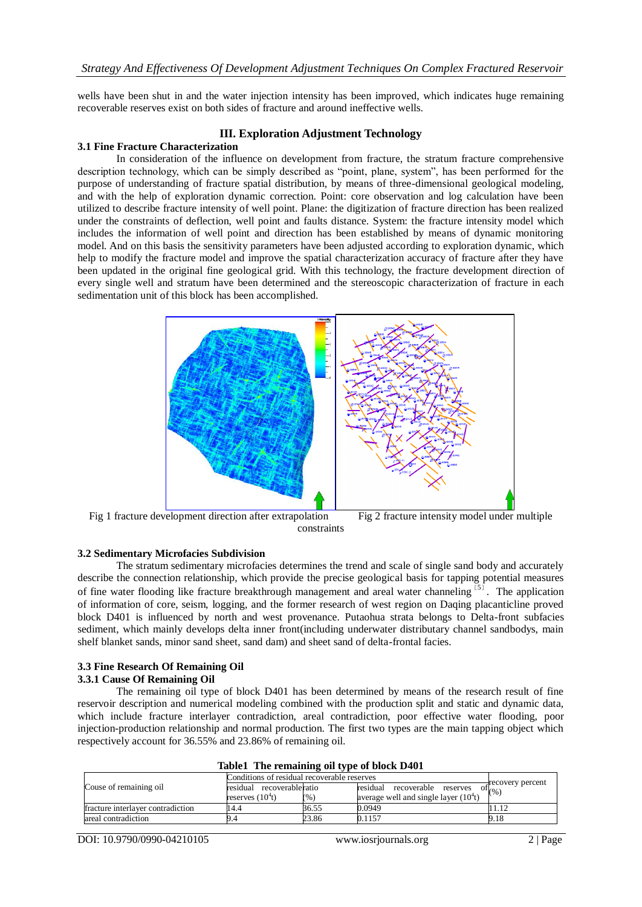wells have been shut in and the water injection intensity has been improved, which indicates huge remaining recoverable reserves exist on both sides of fracture and around ineffective wells.

## III. Exploration Adjustment Technology

### 3.1 Fine Fracture Characterization

In consideration of the influence on development from fracture, the stratum fracture comprehensive description technology, which can be simply described as "point, plane, system", has been performed for the purpose of understanding of fracture spatial distribution, by means of three-dimensional geological modeling, and with the help of exploration dynamic correction. Point: core observation and log calculation have been utilized to describe fracture intensity of well point. Plane: the digitization of fracture direction has been realized under the constraints of deflection, well point and faults distance. System: the fracture intensity model which includes the information of well point and direction has been established by means of dynamic monitoring model. And on this basis the sensitivity parameters have been adjusted according to exploration dynamic, which help to modify the fracture model and improve the spatial characterization accuracy of fracture after they have been updated in the original fine geological grid. With this technology, the fracture development direction of every single well and stratum have been determined and the stereoscopic characterization of fracture in each sedimentation unit of this block has been accomplished.

Fig 1 fracture development direction after extrapolation Fig 2 fracture intensity model under multiple constraints

### 3.2 Sedimentary Microfacies Subdivision

The stratum sedimentary microfacies determines the trend and scale of single sand body and accurately describe the connection relationship, which provide the precise geological basis for tapping potential measures of fine water flooding like fracture breakthrough management and areal water channeling [5]. The application of information of core, seism, logging, and the former research of west region on Daqing placanticline proved block D401 is influenced by north and west provenance. Putaohua strata belongs to Delta-front subfacies sediment, which mainly develops delta inner front(including underwater distributary channel sandbodys, main shelf blanket sands, minor sand sheet, sand dam) and sheet sand of delta-frontal facies.

### 3.3 Fine Research Of Remaining Oil

#### 3.3.1 Cause Of Remaining Oil

The remaining oil type of block D401 has been determined by means of the research result of fine reservoir description and numerical modeling combined with the production split and static and dynamic data, which include fracture interlayer contradiction, areal contradiction, poor effective water flooding, poor injection-production relationship and normal production. The first two types are the main tapping object which respectively account for 36.55% and 23.86% of remaining oil.

**Table1 The remaining oil type of block D401**

| Couse of remaining oil | Conditions of residual recoverable reserves | | | recovery percent (%) |
|---|---|---|---|---|
| | residual recoverable reserves ($10^4$t) | ratio (%) | residual recoverable reserves of average well and single layer ($10^4$t) | |
| fracture interlayer contradiction | 14.4 | 36.55 | 0.0949 | 11.12 |
| areal contradiction | 9.4 | 23.86 | 0.1157 | 9.18 |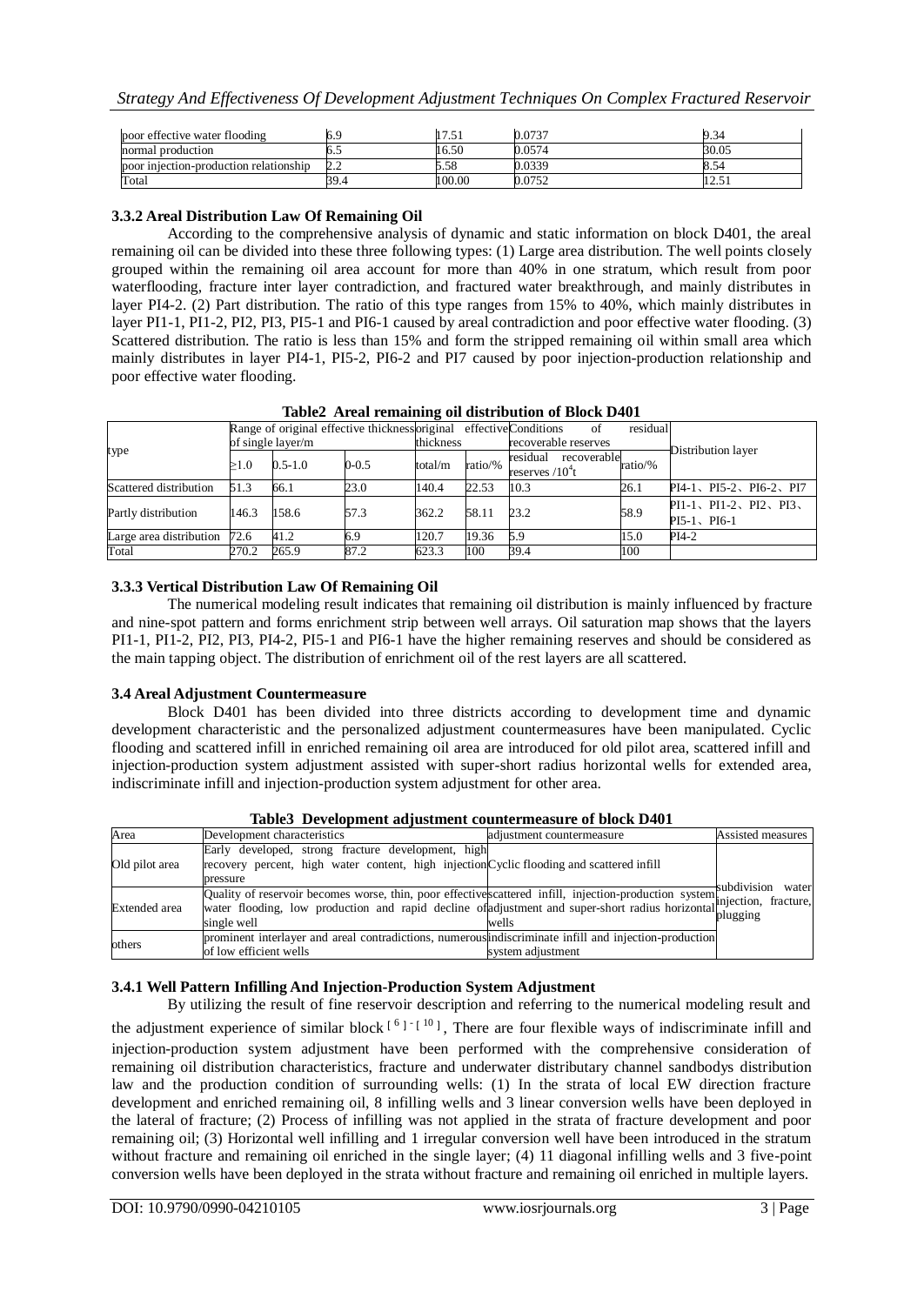| poor effective water flooding | 6.9 | 17.51 | 0.0737 | 9.34 |
|---|---|---|---|---|
| normal production | 6.5 | 16.50 | 0.0574 | 30.05 |
| poor injection-production relationship | 2.2 | 5.58 | 0.0339 | 8.54 |
| Total | 39.4 | 100.00 | 0.0752 | 12.51 |

### 3.3.2 Areal Distribution Law Of Remaining Oil

According to the comprehensive analysis of dynamic and static information on block D401, the areal remaining oil can be divided into these three following types: (1) Large area distribution. The well points closely grouped within the remaining oil area account for more than 40% in one stratum, which result from poor waterflooding, fracture inter layer contradiction, and fractured water breakthrough, and mainly distributes in layer PI4-2. (2) Part distribution. The ratio of this type ranges from 15% to 40%, which mainly distributes in layer PI1-1, PI1-2, PI2, PI3, PI5-1 and PI6-1 caused by areal contradiction and poor effective water flooding. (3) Scattered distribution. The ratio is less than 15% and form the stripped remaining oil within small area which mainly distributes in layer PI4-1, PI5-2, PI6-2 and PI7 caused by poor injection-production relationship and poor effective water flooding.

**Table2 Areal remaining oil distribution of Block D401**

| type | Range of original effective thickness of single layer/m | | | original effective thickness | | Conditions of residual recoverable reserves | | Distribution layer |
|---|---|---|---|---|---|---|---|---|
| | ≥1.0 | 0.5-1.0 | 0-0.5 | total/m | ratio/% | residual recoverable reserves /$10^4$t | ratio/% | |
| Scattered distribution | 51.3 | 66.1 | 23.0 | 140.4 | 22.53 | 10.3 | 26.1 | PI4-1、PI5-2、PI6-2、PI7 |
| Partly distribution | 146.3 | 158.6 | 57.3 | 362.2 | 58.11 | 23.2 | 58.9 | PI1-1、PI1-2、PI2、PI3、PI5-1、PI6-1 |
| Large area distribution | 72.6 | 41.2 | 6.9 | 120.7 | 19.36 | 5.9 | 15.0 | PI4-2 |
| Total | 270.2 | 265.9 | 87.2 | 623.3 | 100 | 39.4 | 100 | |

### 3.3.3 Vertical Distribution Law Of Remaining Oil

The numerical modeling result indicates that remaining oil distribution is mainly influenced by fracture and nine-spot pattern and forms enrichment strip between well arrays. Oil saturation map shows that the layers PI1-1, PI1-2, PI2, PI3, PI4-2, PI5-1 and PI6-1 have the higher remaining reserves and should be considered as the main tapping object. The distribution of enrichment oil of the rest layers are all scattered.

### 3.4 Areal Adjustment Countermeasure

Block D401 has been divided into three districts according to development time and dynamic development characteristic and the personalized adjustment countermeasures have been manipulated. Cyclic flooding and scattered infill in enriched remaining oil area are introduced for old pilot area, scattered infill and injection-production system adjustment assisted with super-short radius horizontal wells for extended area, indiscriminate infill and injection-production system adjustment for other area.

**Table3 Development adjustment countermeasure of block D401**

| Area | Development characteristics | adjustment countermeasure | Assisted measures |
|---|---|---|---|
| Old pilot area | Early developed, strong fracture development, high recovery percent, high water content, high injection pressure | Cyclic flooding and scattered infill | subdivision water injection, fracture, plugging |
| Extended area | Quality of reservoir becomes worse, thin, poor effective water flooding, low production and rapid decline of single well | scattered infill, injection-production system adjustment and super-short radius horizontal wells | |
| others | prominent interlayer and areal contradictions, numerous of low efficient wells | indiscriminate infill and injection-production system adjustment | |

### 3.4.1 Well Pattern Infilling And Injection-Production System Adjustment

By utilizing the result of fine reservoir description and referring to the numerical modeling result and the adjustment experience of similar block [6]-[10], There are four flexible ways of indiscriminate infill and injection-production system adjustment have been performed with the comprehensive consideration of remaining oil distribution characteristics, fracture and underwater distributary channel sandbodys distribution law and the production condition of surrounding wells: (1) In the strata of local EW direction fracture development and enriched remaining oil, 8 infilling wells and 3 linear conversion wells have been deployed in the lateral of fracture; (2) Process of infilling was not applied in the strata of fracture development and poor remaining oil; (3) Horizontal well infilling and 1 irregular conversion well have been introduced in the stratum without fracture and remaining oil enriched in the single layer; (4) 11 diagonal infilling wells and 3 five-point conversion wells have been deployed in the strata without fracture and remaining oil enriched in multiple layers.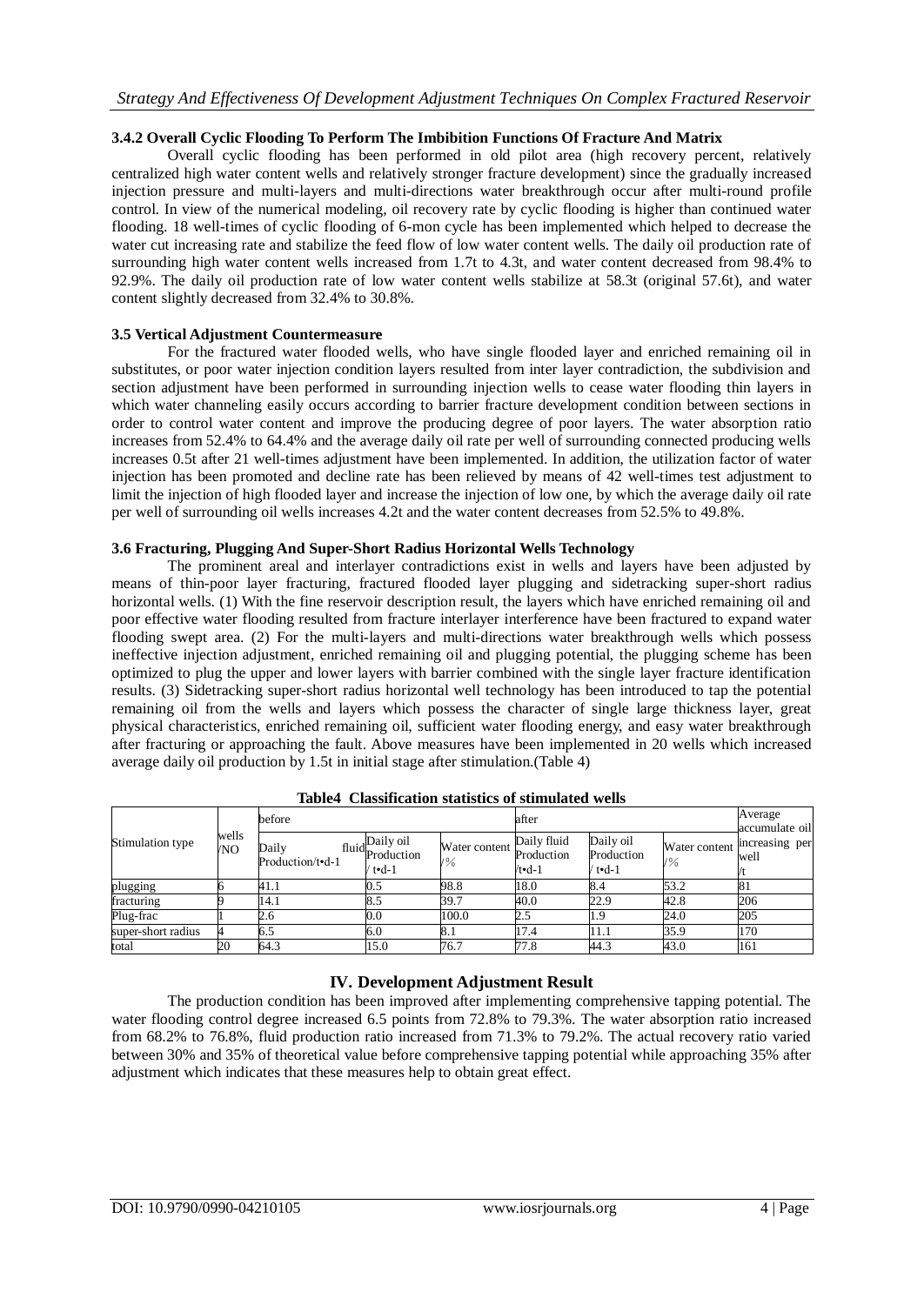#### 3.4.2 Overall Cyclic Flooding To Perform The Imbibition Functions Of Fracture And Matrix

Overall cyclic flooding has been performed in old pilot area (high recovery percent, relatively centralized high water content wells and relatively stronger fracture development) since the gradually increased injection pressure and multi-layers and multi-directions water breakthrough occur after multi-round profile control. In view of the numerical modeling, oil recovery rate by cyclic flooding is higher than continued water flooding. 18 well-times of cyclic flooding of 6-mon cycle has been implemented which helped to decrease the water cut increasing rate and stabilize the feed flow of low water content wells. The daily oil production rate of surrounding high water content wells increased from 1.7t to 4.3t, and water content decreased from 98.4% to 92.9%. The daily oil production rate of low water content wells stabilize at 58.3t (original 57.6t), and water content slightly decreased from 32.4% to 30.8%.

### 3.5 Vertical Adjustment Countermeasure

For the fractured water flooded wells, who have single flooded layer and enriched remaining oil in substitutes, or poor water injection condition layers resulted from inter layer contradiction, the subdivision and section adjustment have been performed in surrounding injection wells to cease water flooding thin layers in which water channeling easily occurs according to barrier fracture development condition between sections in order to control water content and improve the producing degree of poor layers. The water absorption ratio increases from 52.4% to 64.4% and the average daily oil rate per well of surrounding connected producing wells increases 0.5t after 21 well-times adjustment have been implemented. In addition, the utilization factor of water injection has been promoted and decline rate has been relieved by means of 42 well-times test adjustment to limit the injection of high flooded layer and increase the injection of low one, by which the average daily oil rate per well of surrounding oil wells increases 4.2t and the water content decreases from 52.5% to 49.8%.

### 3.6 Fracturing, Plugging And Super-Short Radius Horizontal Wells Technology

The prominent areal and interlayer contradictions exist in wells and layers have been adjusted by means of thin-poor layer fracturing, fractured flooded layer plugging and sidetracking super-short radius horizontal wells. (1) With the fine reservoir description result, the layers which have enriched remaining oil and poor effective water flooding resulted from fracture interlayer interference have been fractured to expand water flooding swept area. (2) For the multi-layers and multi-directions water breakthrough wells which possess ineffective injection adjustment, enriched remaining oil and plugging potential, the plugging scheme has been optimized to plug the upper and lower layers with barrier combined with the single layer fracture identification results. (3) Sidetracking super-short radius horizontal well technology has been introduced to tap the potential remaining oil from the wells and layers which possess the character of single large thickness layer, great physical characteristics, enriched remaining oil, sufficient water flooding energy, and easy water breakthrough after fracturing or approaching the fault. Above measures have been implemented in 20 wells which increased average daily oil production by 1.5t in initial stage after stimulation.(Table 4)

**Table4 Classification statistics of stimulated wells**

| Stimulation type | wells /NO | before | | | after | | | Average accumulate oil increasing per well /t |
|---|---|---|---|---|---|---|---|---|
| | | Daily fluid Production/t•d-1 | Daily oil Production / t•d-1 | Water content /% | Daily fluid Production /t•d-1 | Daily oil Production / t•d-1 | Water content /% | |
| plugging | 6 | 41.1 | 0.5 | 98.8 | 18.0 | 8.4 | 53.2 | 81 |
| fracturing | 9 | 14.1 | 8.5 | 39.7 | 40.0 | 22.9 | 42.8 | 206 |
| Plug-frac | 1 | 2.6 | 0.0 | 100.0 | 2.5 | 1.9 | 24.0 | 205 |
| super-short radius | 4 | 6.5 | 6.0 | 8.1 | 17.4 | 11.1 | 35.9 | 170 |
| total | 20 | 64.3 | 15.0 | 76.7 | 77.8 | 44.3 | 43.0 | 161 |

## IV. Development Adjustment Result

The production condition has been improved after implementing comprehensive tapping potential. The water flooding control degree increased 6.5 points from 72.8% to 79.3%. The water absorption ratio increased from 68.2% to 76.8%, fluid production ratio increased from 71.3% to 79.2%. The actual recovery ratio varied between 30% and 35% of theoretical value before comprehensive tapping potential while approaching 35% after adjustment which indicates that these measures help to obtain great effect.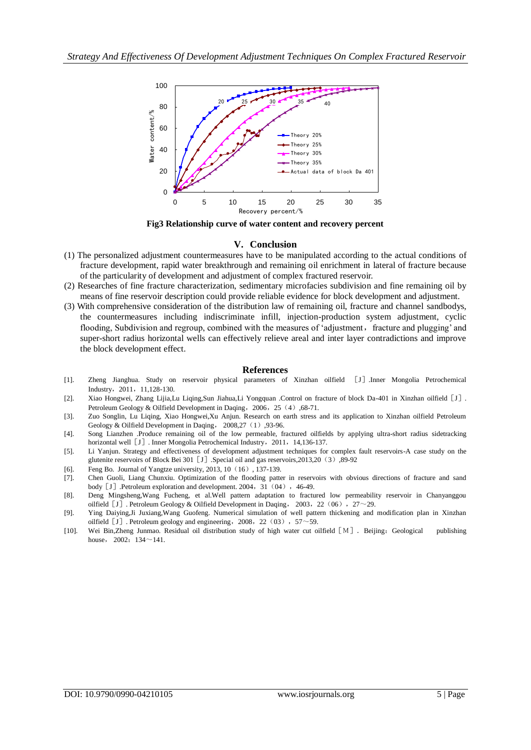100
80
60
40
20
0
Water content/%
0 5 10 15 20 25 30 35
Recovery percent/%
20 25 30 35 40
Theory 20%
Theory 25%
Theory 30%
Theory 35%
Actual data of block Da 401

**Fig3 Relationship curve of water content and recovery percent**

## V. Conclusion

(1) The personalized adjustment countermeasures have to be manipulated according to the actual conditions of fracture development, rapid water breakthrough and remaining oil enrichment in lateral of fracture because of the particularity of development and adjustment of complex fractured reservoir.

(2) Researches of fine fracture characterization, sedimentary microfacies subdivision and fine remaining oil by means of fine reservoir description could provide reliable evidence for block development and adjustment.

(3) With comprehensive consideration of the distribution law of remaining oil, fracture and channel sandbodys, the countermeasures including indiscriminate infill, injection-production system adjustment, cyclic flooding, Subdivision and regroup, combined with the measures of 'adjustment，fracture and plugging' and super-short radius horizontal wells can effectively relieve areal and inter layer contradictions and improve the block development effect.

## References

[1]. Zheng Jianghua. Study on reservoir physical parameters of Xinzhan oilfield ［J］.Inner Mongolia Petrochemical Industry，2011，11,128-130.

[2]. Xiao Hongwei, Zhang Lijia,Lu Liqing,Sun Jiahua,Li Yongquan .Control on fracture of block Da-401 in Xinzhan oilfield［J］. Petroleum Geology & Oilfield Development in Daqing，2006，25（4）,68-71.

[3]. Zuo Songlin, Lu Liqing, Xiao Hongwei,Xu Anjun. Research on earth stress and its application to Xinzhan oilfield Petroleum Geology & Oilfield Development in Daqing， 2008,27（1）,93-96.

[4]. Song Lianzhen .Produce remaining oil of the low permeable, fractured oilfields by applying ultra-short radius sidetracking horizontal well［J］. Inner Mongolia Petrochemical Industry，2011，14,136-137.

[5]. Li Yanjun. Strategy and effectiveness of development adjustment techniques for complex fault reservoirs-A case study on the glutenite reservoirs of Block Bei 301［J］.Special oil and gas reservoirs,2013,20（3）,89-92

[6]. Feng Bo. Journal of Yangtze university, 2013, 10（16）, 137-139.

[7]. Chen Guoli, Liang Chunxiu. Optimization of the flooding patter in reservoirs with obvious directions of fracture and sand body［J］.Petroleum exploration and development. 2004，31（04），46-49.

[8]. Deng Mingsheng,Wang Fucheng, et al.Well pattern adaptation to fractured low permeability reservoir in Chanyanggou oilfield［J］. Petroleum Geology & Oilfield Development in Daqing， 2003，22（06），27～29.

[9]. Ying Daiying,Ji Juxiang,Wang Guofeng. Numerical simulation of well pattern thickening and modification plan in Xinzhan oilfield［J］. Petroleum geology and engineering，2008，22（03），57～59.

[10]. Wei Bin,Zheng Junmao. Residual oil distribution study of high water cut oilfield［M］. Beijing：Geological publishing house， 2002：134～141.